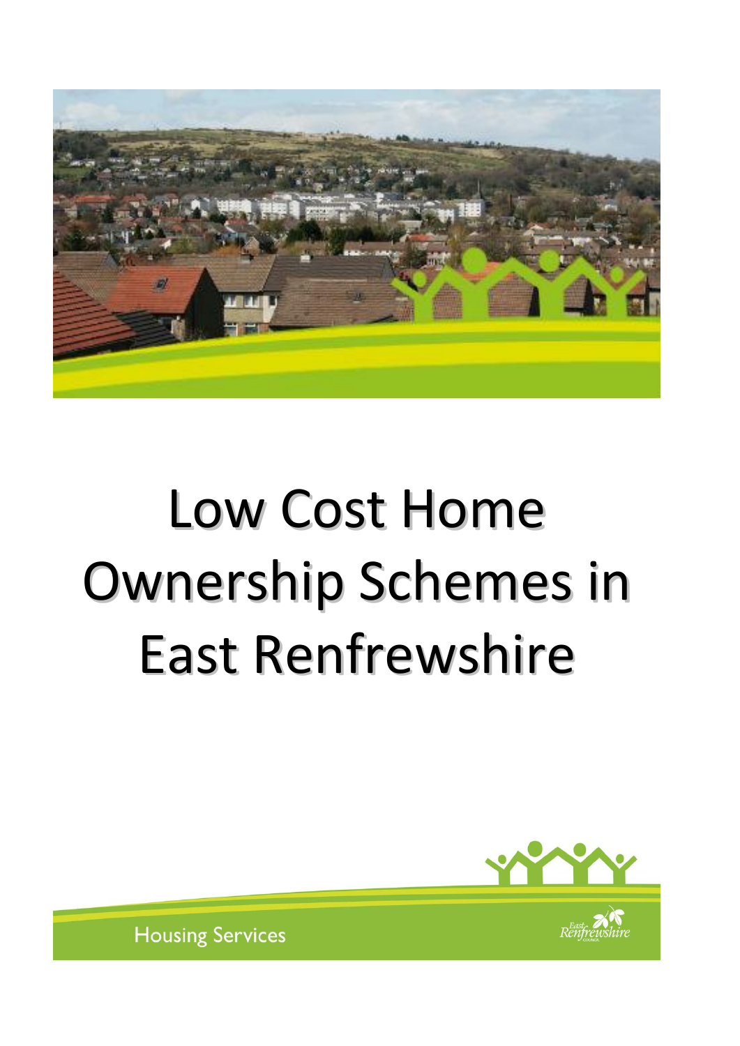# Low Cost Home Ownership Schemes in East Renfrewshire

Housing Services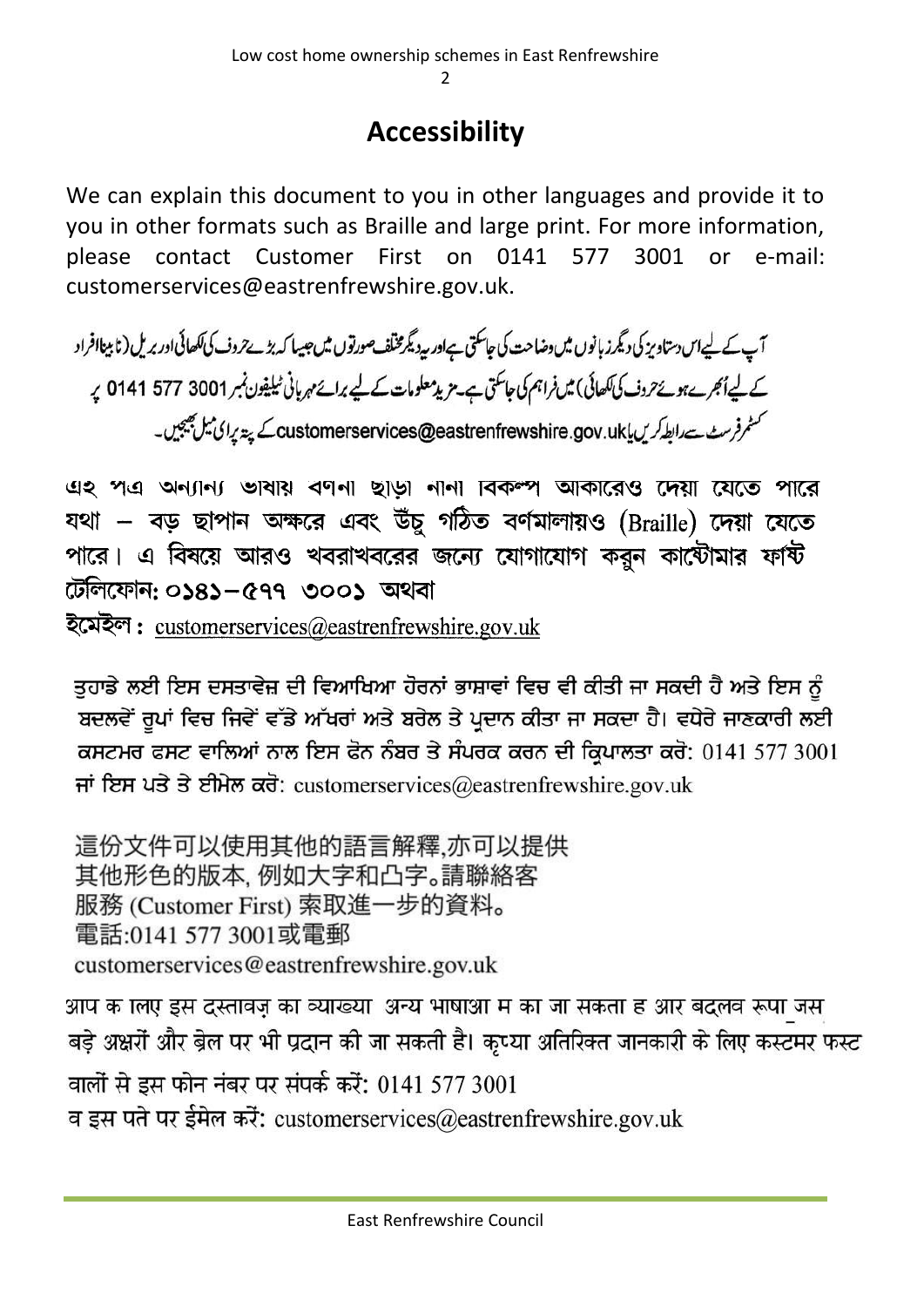## Accessibility

We can explain this document to you in other languages and provide it to you in other formats such as Braille and large print. For more information, please contact Customer First on 0141 577 3001 or e-mail: customerservices@eastrenfrewshire.gov.uk.

آپ کے لیےاس دستاویز کی دیگر زبانوں میں وضاحت کی جاسکتی ہےاور یہ دیگر مختلف صورتوں میں جیسا کہ بڑے حروف کی لکھائی اور بریل (نابینا افراد کے لیےاُبھرے ہوئےحروف کی لکھائی) میں فراہم کی جاسکتی ہے۔مزید معلومات کے لیے برائے مہربانی ٹیلیفون نمبر 0141 577 3001 پر کسٹمر فرسٹ سے رابطہ کریں یا customerservices@eastrenfrewshire.gov.uk کے پتہ پر ای میل بھیجیں۔

এই পত্র অন্যান্য ভাষায় বর্ণনা ছাড়া নানা বিকল্প আকারেও দেয়া যেতে পারে যথা – বড় ছাপান অক্ষরে এবং উঁচু গঠিত বর্ণমালায়ও (Braille) দেয়া যেতে পারে। এ বিষয়ে আরও খবরাখবরের জন্যে যোগাযোগ করুন কাষ্টোমার ফার্ষ্ট টেলিফোন: ০১৪১–৫৭৭ ৩০০১ অথবা

ইমেইল : customerservices@eastrenfrewshire.gov.uk

ਤੁਹਾਡੇ ਲਈ ਇਸ ਦਸਤਾਵੇਜ਼ ਦੀ ਵਿਆਖਿਆ ਹੋਰਨਾਂ ਭਾਸ਼ਾਵਾਂ ਵਿਚ ਵੀ ਕੀਤੀ ਜਾ ਸਕਦੀ ਹੈ ਅਤੇ ਇਸ ਨੂੰ ਬਦਲਵੇਂ ਰੂਪਾਂ ਵਿਚ ਜਿਵੇਂ ਵੱਡੇ ਅੱਖਰਾਂ ਅਤੇ ਬਰੇਲ ਤੇ ਪ੍ਰਦਾਨ ਕੀਤਾ ਜਾ ਸਕਦਾ ਹੈ। ਵਧੇਰੇ ਜਾਣਕਾਰੀ ਲਈ ਕਸਟਮਰ ਫਸਟ ਵਾਲਿਆਂ ਨਾਲ ਇਸ ਫੋਨ ਨੰਬਰ ਤੇ ਸੰਪਰਕ ਕਰਨ ਦੀ ਕ੍ਰਿਪਾਲਤਾ ਕਰੋ: 0141 577 3001 ਜਾਂ ਇਸ ਪਤੇ ਤੇ ਈਮੇਲ ਕਰੋ: customerservices@eastrenfrewshire.gov.uk

這份文件可以使用其他的語言解釋,亦可以提供其他形色的版本, 例如大字和凸字。請聯絡客服務 (Customer First) 索取進一步的資料。
電話:0141 577 3001或電郵
customerservices@eastrenfrewshire.gov.uk

आप के लिए इस दस्तावेज़ का व्याख्या अन्य भाषाओं में की जा सकती है और बदलवें रूपों जैसे बड़े अक्षरों और ब्रेल पर भी प्रदान की जा सकती है। कृप्या अतिरिक्त जानकारी के लिए कस्टमर फस्ट वालों से इस फोन नंबर पर संपर्क करें: 0141 577 3001
व इस पते पर ईमेल करें: customerservices@eastrenfrewshire.gov.uk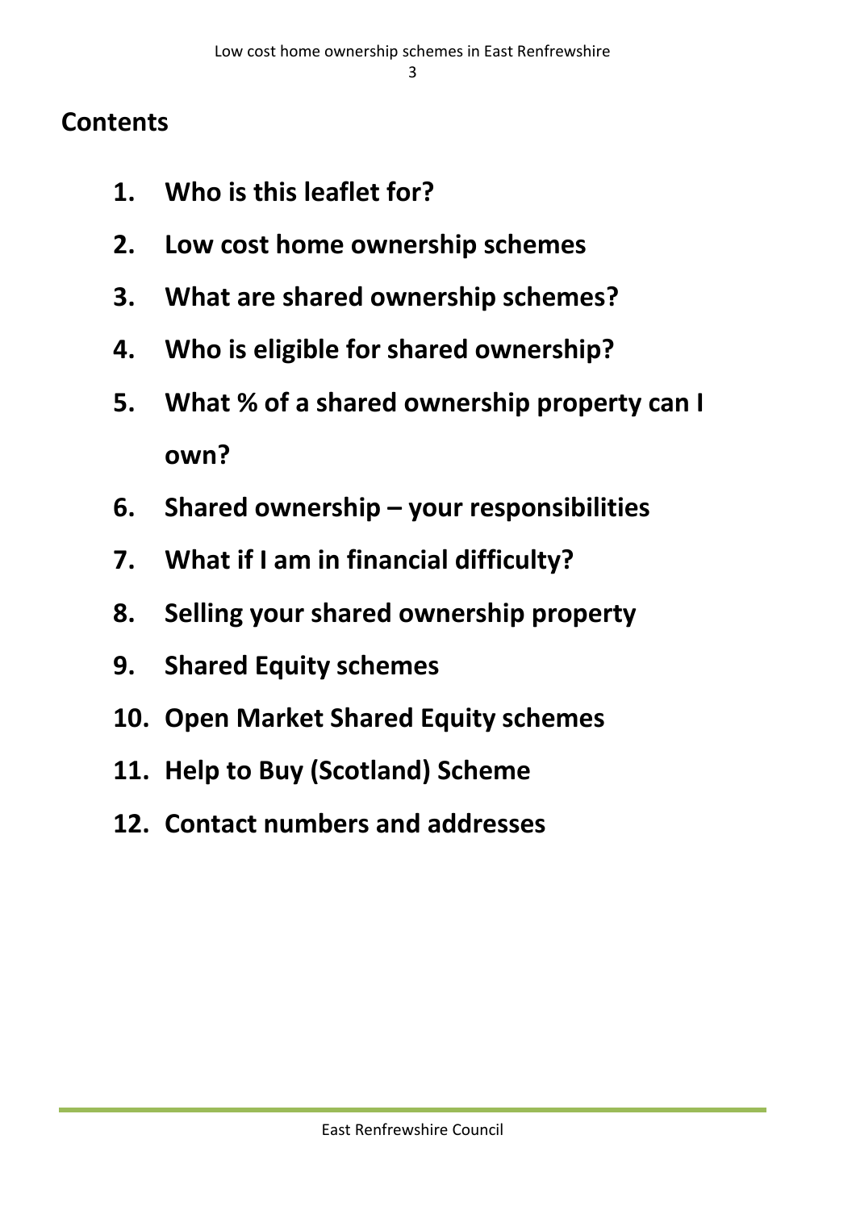## Contents

1. **Who is this leaflet for?**
2. **Low cost home ownership schemes**
3. **What are shared ownership schemes?**
4. **Who is eligible for shared ownership?**
5. **What % of a shared ownership property can I own?**
6. **Shared ownership – your responsibilities**
7. **What if I am in financial difficulty?**
8. **Selling your shared ownership property**
9. **Shared Equity schemes**
10. **Open Market Shared Equity schemes**
11. **Help to Buy (Scotland) Scheme**
12. **Contact numbers and addresses**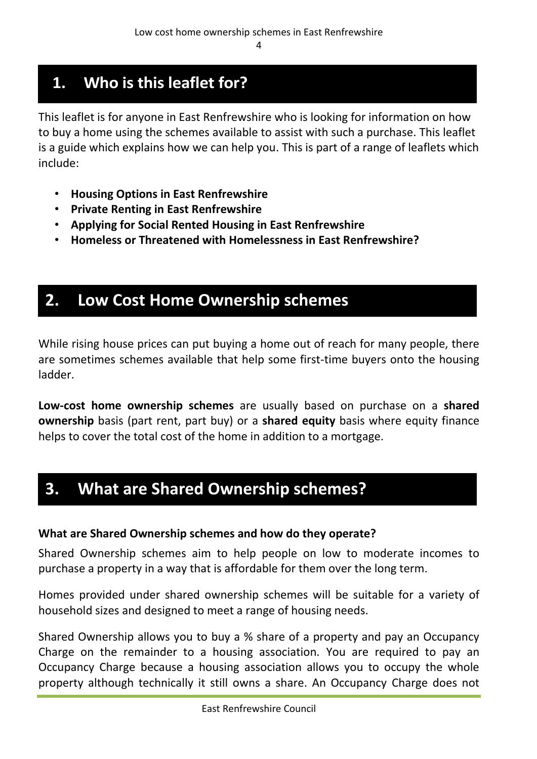## 1. Who is this leaflet for?

This leaflet is for anyone in East Renfrewshire who is looking for information on how to buy a home using the schemes available to assist with such a purchase. This leaflet is a guide which explains how we can help you. This is part of a range of leaflets which include:

- **Housing Options in East Renfrewshire**
- **Private Renting in East Renfrewshire**
- **Applying for Social Rented Housing in East Renfrewshire**
- **Homeless or Threatened with Homelessness in East Renfrewshire?**

## 2. Low Cost Home Ownership schemes

While rising house prices can put buying a home out of reach for many people, there are sometimes schemes available that help some first-time buyers onto the housing ladder.

**Low-cost home ownership schemes** are usually based on purchase on a **shared ownership** basis (part rent, part buy) or a **shared equity** basis where equity finance helps to cover the total cost of the home in addition to a mortgage.

## 3. What are Shared Ownership schemes?

**What are Shared Ownership schemes and how do they operate?**

Shared Ownership schemes aim to help people on low to moderate incomes to purchase a property in a way that is affordable for them over the long term.

Homes provided under shared ownership schemes will be suitable for a variety of household sizes and designed to meet a range of housing needs.

Shared Ownership allows you to buy a % share of a property and pay an Occupancy Charge on the remainder to a housing association. You are required to pay an Occupancy Charge because a housing association allows you to occupy the whole property although technically it still owns a share. An Occupancy Charge does not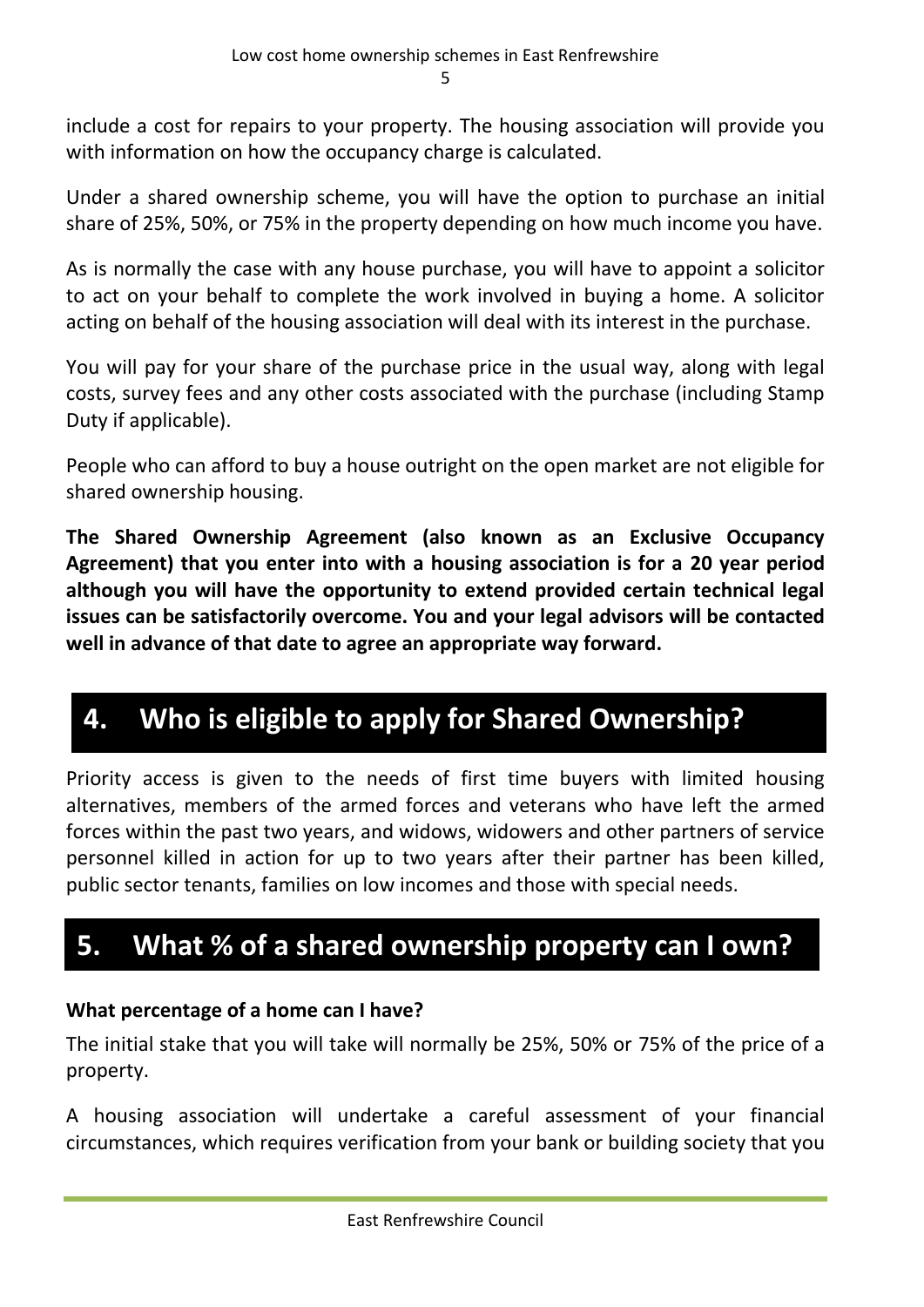include a cost for repairs to your property. The housing association will provide you with information on how the occupancy charge is calculated.

Under a shared ownership scheme, you will have the option to purchase an initial share of 25%, 50%, or 75% in the property depending on how much income you have.

As is normally the case with any house purchase, you will have to appoint a solicitor to act on your behalf to complete the work involved in buying a home. A solicitor acting on behalf of the housing association will deal with its interest in the purchase.

You will pay for your share of the purchase price in the usual way, along with legal costs, survey fees and any other costs associated with the purchase (including Stamp Duty if applicable).

People who can afford to buy a house outright on the open market are not eligible for shared ownership housing.

**The Shared Ownership Agreement (also known as an Exclusive Occupancy Agreement) that you enter into with a housing association is for a 20 year period although you will have the opportunity to extend provided certain technical legal issues can be satisfactorily overcome. You and your legal advisors will be contacted well in advance of that date to agree an appropriate way forward.**

## 4. Who is eligible to apply for Shared Ownership?

Priority access is given to the needs of first time buyers with limited housing alternatives, members of the armed forces and veterans who have left the armed forces within the past two years, and widows, widowers and other partners of service personnel killed in action for up to two years after their partner has been killed, public sector tenants, families on low incomes and those with special needs.

## 5. What % of a shared ownership property can I own?

**What percentage of a home can I have?**

The initial stake that you will take will normally be 25%, 50% or 75% of the price of a property.

A housing association will undertake a careful assessment of your financial circumstances, which requires verification from your bank or building society that you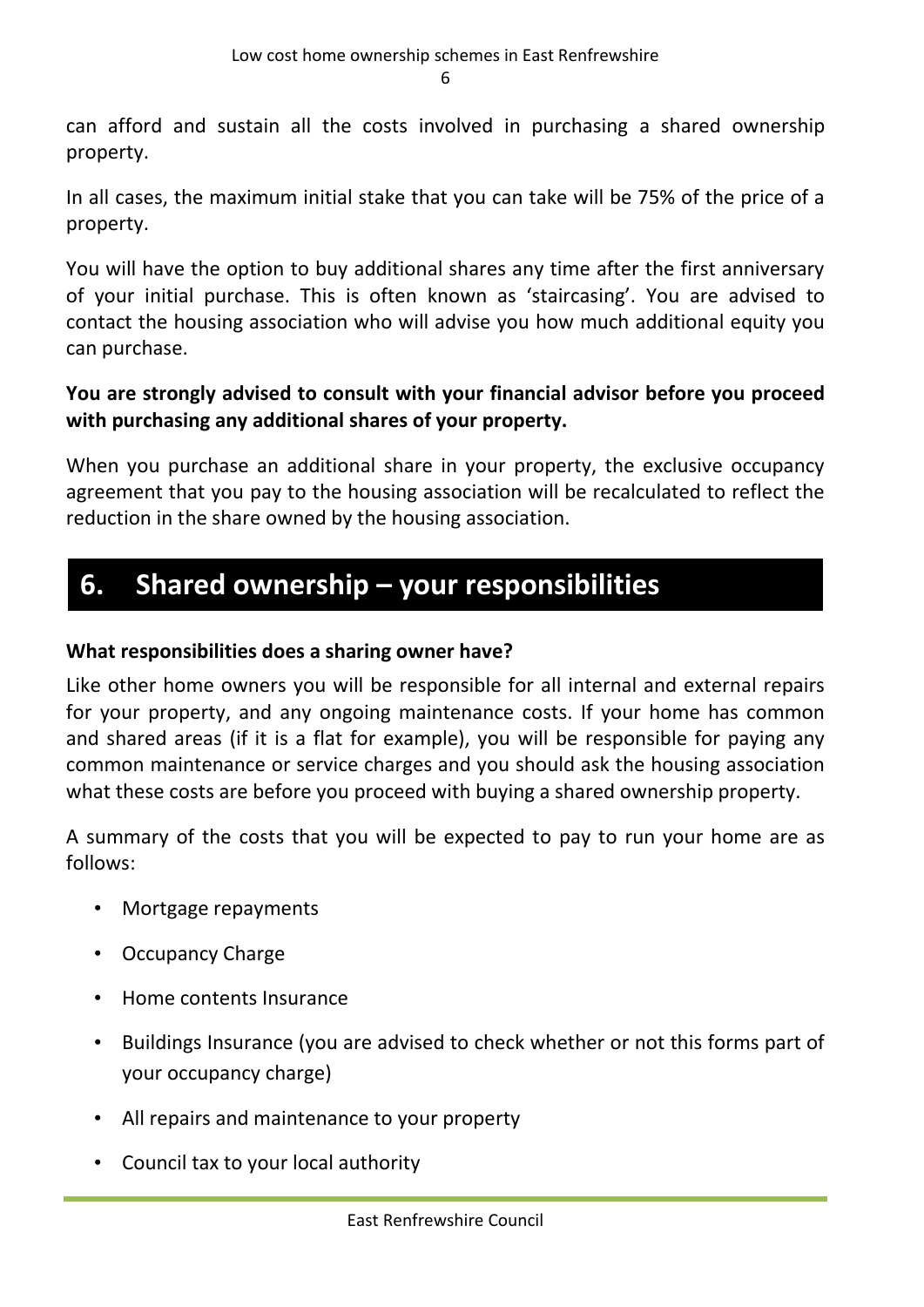can afford and sustain all the costs involved in purchasing a shared ownership property.

In all cases, the maximum initial stake that you can take will be 75% of the price of a property.

You will have the option to buy additional shares any time after the first anniversary of your initial purchase. This is often known as 'staircasing'. You are advised to contact the housing association who will advise you how much additional equity you can purchase.

**You are strongly advised to consult with your financial advisor before you proceed with purchasing any additional shares of your property.**

When you purchase an additional share in your property, the exclusive occupancy agreement that you pay to the housing association will be recalculated to reflect the reduction in the share owned by the housing association.

## 6. Shared ownership – your responsibilities

**What responsibilities does a sharing owner have?**

Like other home owners you will be responsible for all internal and external repairs for your property, and any ongoing maintenance costs. If your home has common and shared areas (if it is a flat for example), you will be responsible for paying any common maintenance or service charges and you should ask the housing association what these costs are before you proceed with buying a shared ownership property.

A summary of the costs that you will be expected to pay to run your home are as follows:

- Mortgage repayments
- Occupancy Charge
- Home contents Insurance
- Buildings Insurance (you are advised to check whether or not this forms part of your occupancy charge)
- All repairs and maintenance to your property
- Council tax to your local authority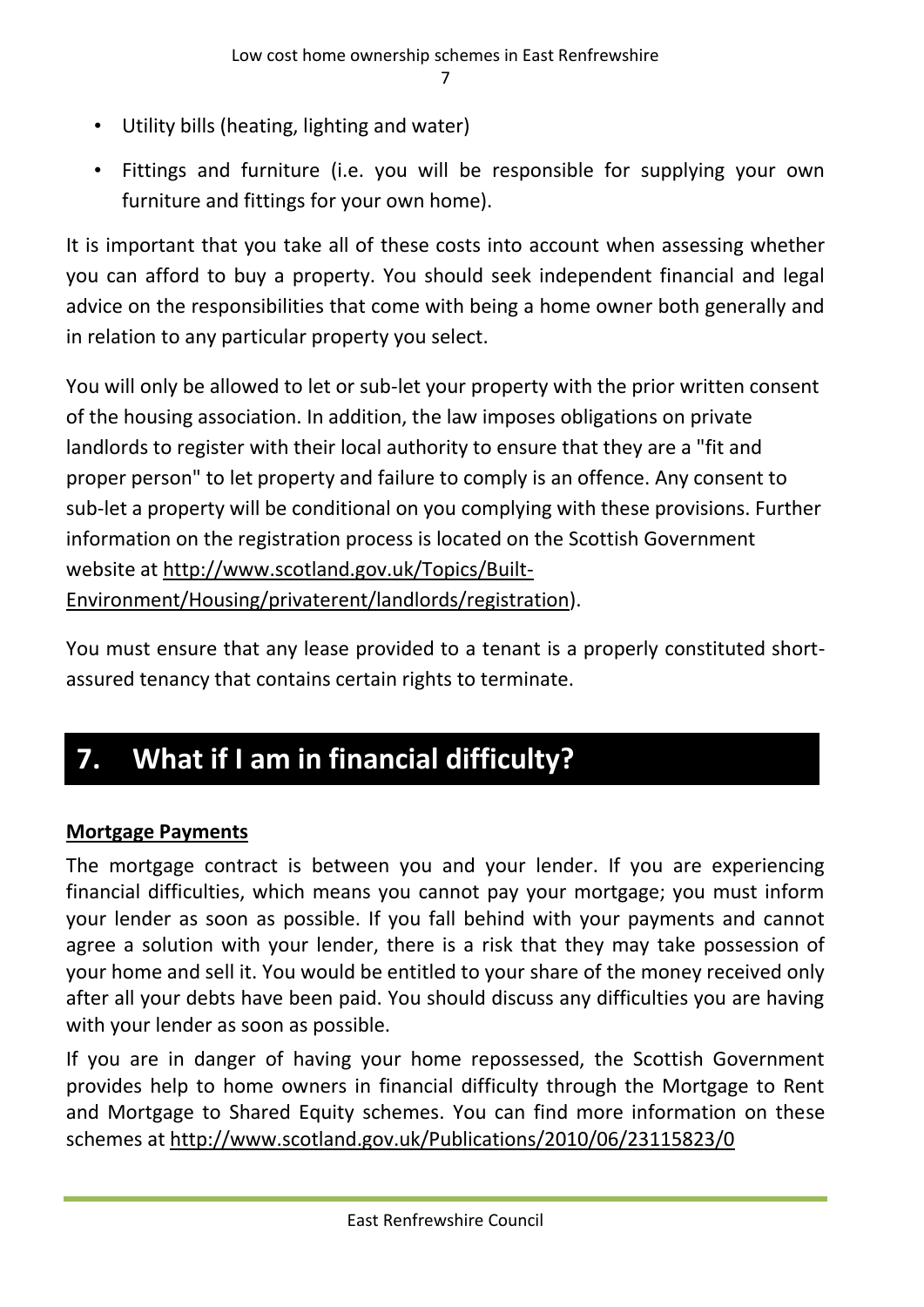- Utility bills (heating, lighting and water)
- Fittings and furniture (i.e. you will be responsible for supplying your own furniture and fittings for your own home).

It is important that you take all of these costs into account when assessing whether you can afford to buy a property. You should seek independent financial and legal advice on the responsibilities that come with being a home owner both generally and in relation to any particular property you select.

You will only be allowed to let or sub-let your property with the prior written consent of the housing association. In addition, the law imposes obligations on private landlords to register with their local authority to ensure that they are a "fit and proper person" to let property and failure to comply is an offence. Any consent to sub-let a property will be conditional on you complying with these provisions. Further information on the registration process is located on the Scottish Government website at http://www.scotland.gov.uk/Topics/Built-Environment/Housing/privaterent/landlords/registration).

You must ensure that any lease provided to a tenant is a properly constituted short-assured tenancy that contains certain rights to terminate.

## 7. What if I am in financial difficulty?

**Mortgage Payments**

The mortgage contract is between you and your lender. If you are experiencing financial difficulties, which means you cannot pay your mortgage; you must inform your lender as soon as possible. If you fall behind with your payments and cannot agree a solution with your lender, there is a risk that they may take possession of your home and sell it. You would be entitled to your share of the money received only after all your debts have been paid. You should discuss any difficulties you are having with your lender as soon as possible.

If you are in danger of having your home repossessed, the Scottish Government provides help to home owners in financial difficulty through the Mortgage to Rent and Mortgage to Shared Equity schemes. You can find more information on these schemes at http://www.scotland.gov.uk/Publications/2010/06/23115823/0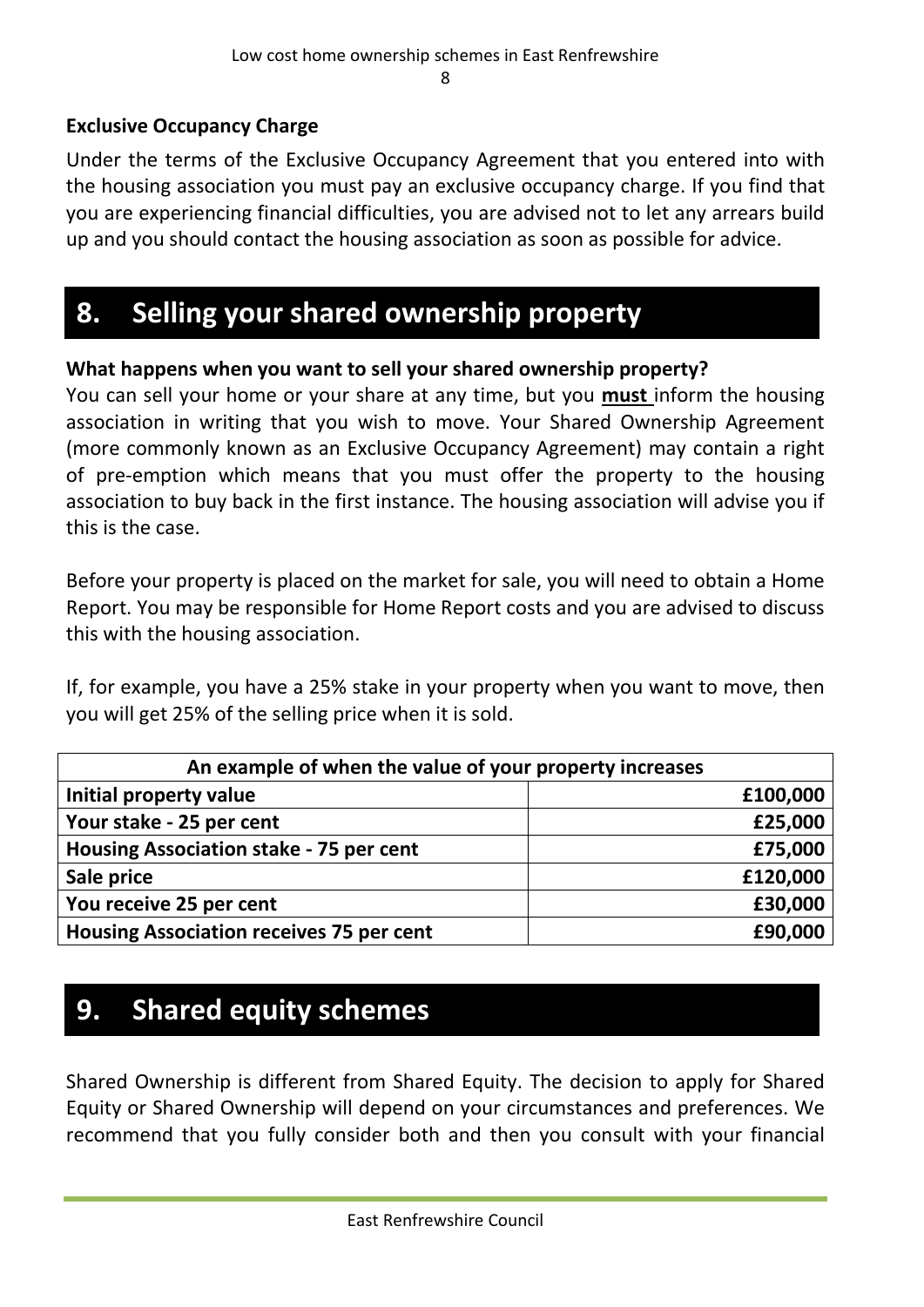### Exclusive Occupancy Charge

Under the terms of the Exclusive Occupancy Agreement that you entered into with the housing association you must pay an exclusive occupancy charge. If you find that you are experiencing financial difficulties, you are advised not to let any arrears build up and you should contact the housing association as soon as possible for advice.

## 8. Selling your shared ownership property

**What happens when you want to sell your shared ownership property?**
You can sell your home or your share at any time, but you **must** inform the housing association in writing that you wish to move. Your Shared Ownership Agreement (more commonly known as an Exclusive Occupancy Agreement) may contain a right of pre-emption which means that you must offer the property to the housing association to buy back in the first instance. The housing association will advise you if this is the case.

Before your property is placed on the market for sale, you will need to obtain a Home Report. You may be responsible for Home Report costs and you are advised to discuss this with the housing association.

If, for example, you have a 25% stake in your property when you want to move, then you will get 25% of the selling price when it is sold.

| An example of when the value of your property increases | |
|---|---|
| **Initial property value** | **£100,000** |
| **Your stake - 25 per cent** | **£25,000** |
| **Housing Association stake - 75 per cent** | **£75,000** |
| **Sale price** | **£120,000** |
| **You receive 25 per cent** | **£30,000** |
| **Housing Association receives 75 per cent** | **£90,000** |

## 9. Shared equity schemes

Shared Ownership is different from Shared Equity. The decision to apply for Shared Equity or Shared Ownership will depend on your circumstances and preferences. We recommend that you fully consider both and then you consult with your financial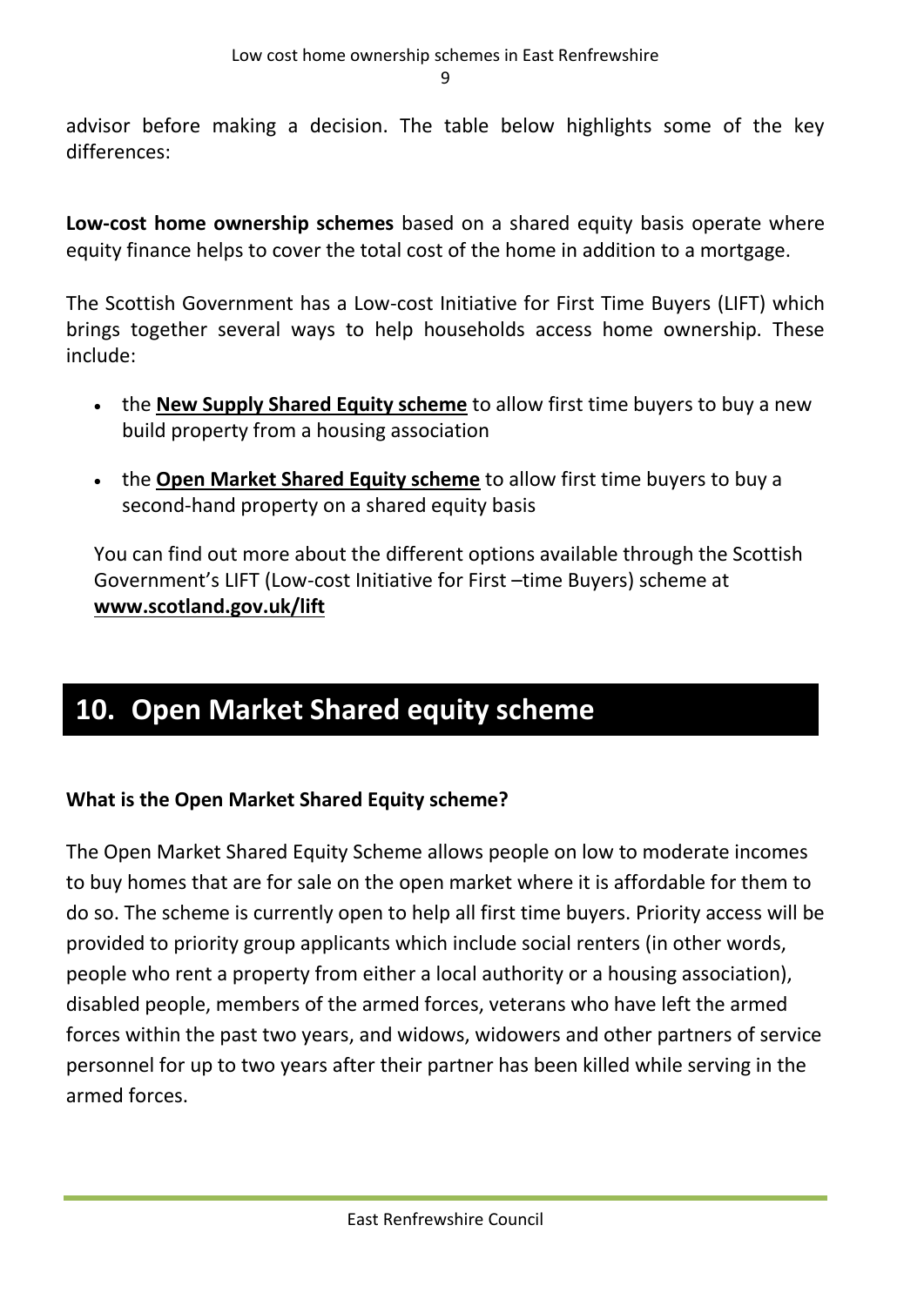advisor before making a decision. The table below highlights some of the key differences:

**Low-cost home ownership schemes** based on a shared equity basis operate where equity finance helps to cover the total cost of the home in addition to a mortgage.

The Scottish Government has a Low-cost Initiative for First Time Buyers (LIFT) which brings together several ways to help households access home ownership. These include:

- the **New Supply Shared Equity scheme** to allow first time buyers to buy a new build property from a housing association
- the **Open Market Shared Equity scheme** to allow first time buyers to buy a second-hand property on a shared equity basis

You can find out more about the different options available through the Scottish Government's LIFT (Low-cost Initiative for First –time Buyers) scheme at **www.scotland.gov.uk/lift**

# 10. Open Market Shared equity scheme

### What is the Open Market Shared Equity scheme?

The Open Market Shared Equity Scheme allows people on low to moderate incomes to buy homes that are for sale on the open market where it is affordable for them to do so. The scheme is currently open to help all first time buyers. Priority access will be provided to priority group applicants which include social renters (in other words, people who rent a property from either a local authority or a housing association), disabled people, members of the armed forces, veterans who have left the armed forces within the past two years, and widows, widowers and other partners of service personnel for up to two years after their partner has been killed while serving in the armed forces.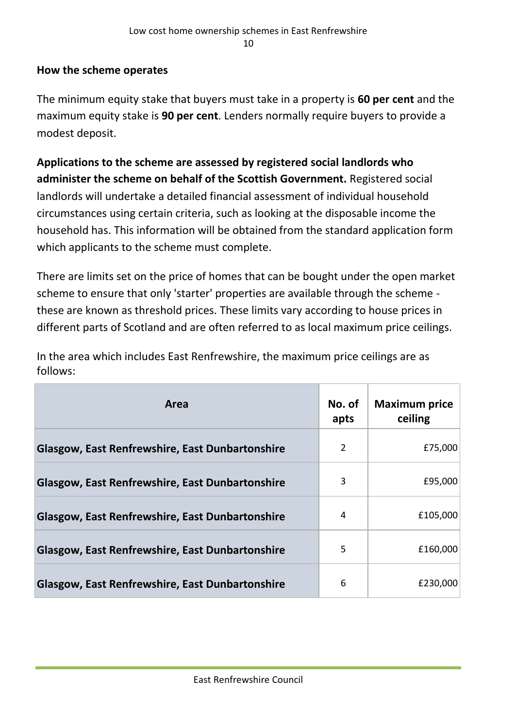### How the scheme operates

The minimum equity stake that buyers must take in a property is **60 per cent** and the maximum equity stake is **90 per cent**. Lenders normally require buyers to provide a modest deposit.

**Applications to the scheme are assessed by registered social landlords who administer the scheme on behalf of the Scottish Government.** Registered social landlords will undertake a detailed financial assessment of individual household circumstances using certain criteria, such as looking at the disposable income the household has. This information will be obtained from the standard application form which applicants to the scheme must complete.

There are limits set on the price of homes that can be bought under the open market scheme to ensure that only 'starter' properties are available through the scheme - these are known as threshold prices. These limits vary according to house prices in different parts of Scotland and are often referred to as local maximum price ceilings.

In the area which includes East Renfrewshire, the maximum price ceilings are as follows:

| Area | No. of apts | Maximum price ceiling |
|---|---|---|
| **Glasgow, East Renfrewshire, East Dunbartonshire** | 2 | £75,000 |
| **Glasgow, East Renfrewshire, East Dunbartonshire** | 3 | £95,000 |
| **Glasgow, East Renfrewshire, East Dunbartonshire** | 4 | £105,000 |
| **Glasgow, East Renfrewshire, East Dunbartonshire** | 5 | £160,000 |
| **Glasgow, East Renfrewshire, East Dunbartonshire** | 6 | £230,000 |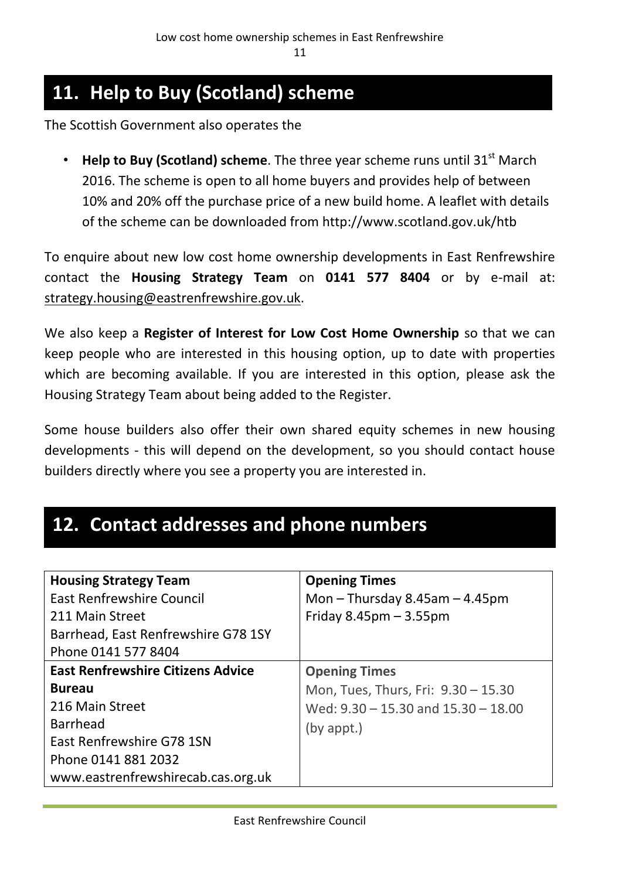## 11. Help to Buy (Scotland) scheme

The Scottish Government also operates the

- **Help to Buy (Scotland) scheme**. The three year scheme runs until 31st March 2016. The scheme is open to all home buyers and provides help of between 10% and 20% off the purchase price of a new build home. A leaflet with details of the scheme can be downloaded from http://www.scotland.gov.uk/htb

To enquire about new low cost home ownership developments in East Renfrewshire contact the **Housing Strategy Team** on **0141 577 8404** or by e-mail at: strategy.housing@eastrenfrewshire.gov.uk.

We also keep a **Register of Interest for Low Cost Home Ownership** so that we can keep people who are interested in this housing option, up to date with properties which are becoming available. If you are interested in this option, please ask the Housing Strategy Team about being added to the Register.

Some house builders also offer their own shared equity schemes in new housing developments - this will depend on the development, so you should contact house builders directly where you see a property you are interested in.

## 12. Contact addresses and phone numbers

| | |
|---|---|
| **Housing Strategy Team**<br>East Renfrewshire Council<br>211 Main Street<br>Barrhead, East Renfrewshire G78 1SY<br>Phone 0141 577 8404 | **Opening Times**<br>Mon – Thursday 8.45am – 4.45pm<br>Friday 8.45pm – 3.55pm |
| **East Renfrewshire Citizens Advice Bureau**<br>216 Main Street<br>Barrhead<br>East Renfrewshire G78 1SN<br>Phone 0141 881 2032<br>www.eastrenfrewshirecab.cas.org.uk | **Opening Times**<br>Mon, Tues, Thurs, Fri: 9.30 – 15.30<br>Wed: 9.30 – 15.30 and 15.30 – 18.00 (by appt.) |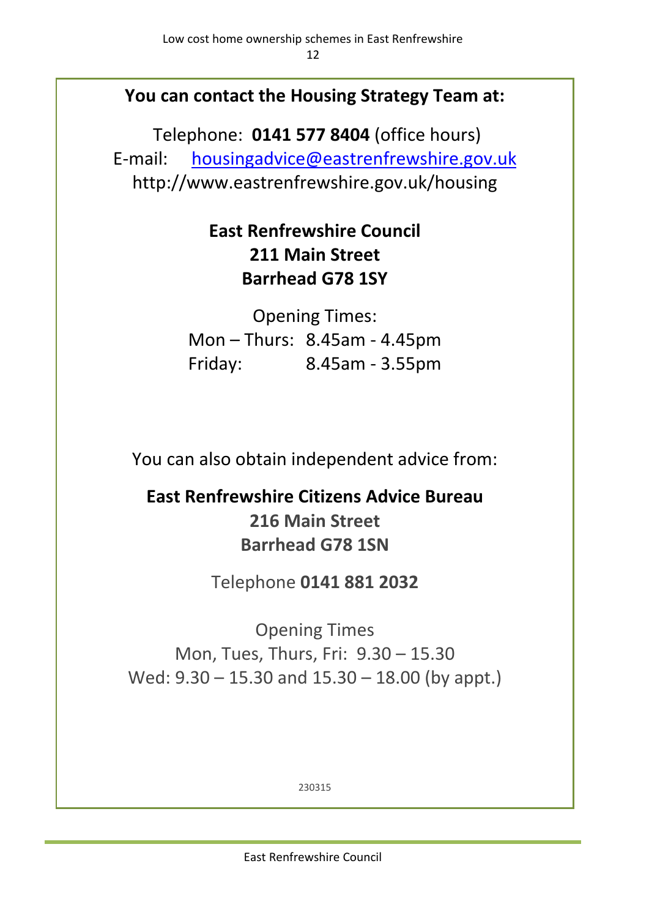**You can contact the Housing Strategy Team at:**

Telephone: **0141 577 8404** (office hours)
E-mail: housingadvice@eastrenfrewshire.gov.uk
http://www.eastrenfrewshire.gov.uk/housing

**East Renfrewshire Council**
**211 Main Street**
**Barrhead G78 1SY**

Opening Times:
Mon – Thurs: 8.45am - 4.45pm
Friday: 8.45am - 3.55pm

You can also obtain independent advice from:

**East Renfrewshire Citizens Advice Bureau**
**216 Main Street**
**Barrhead G78 1SN**

Telephone **0141 881 2032**

Opening Times
Mon, Tues, Thurs, Fri: 9.30 – 15.30
Wed: 9.30 – 15.30 and 15.30 – 18.00 (by appt.)

230315